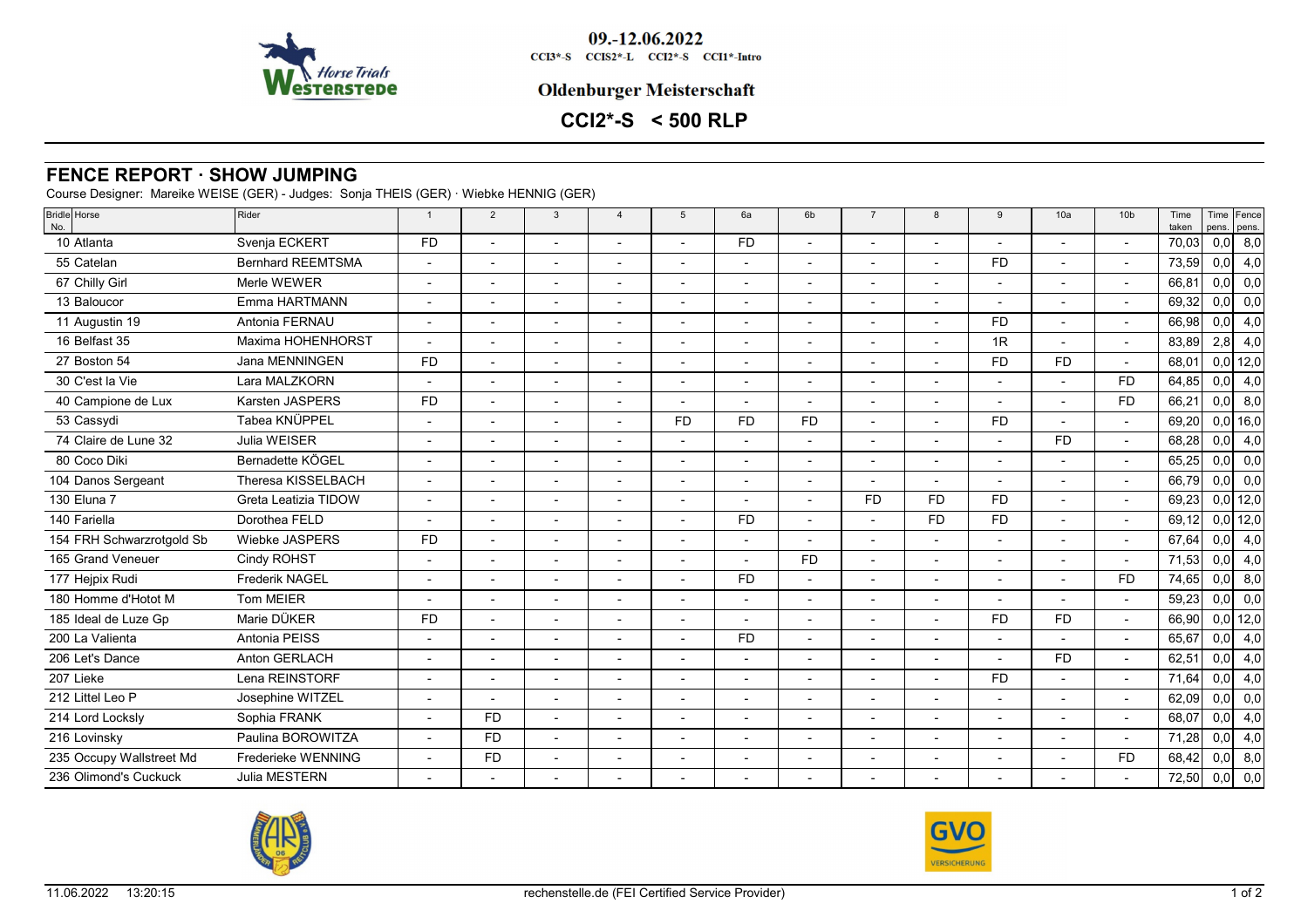09.-12.06.2022

CCI3*-S CCIS2*-L CCI2*-S CCI1*-Intro

**Oldenburger Meisterschaft**

## CCI2*-S < 500 RLP

# FENCE REPORT · SHOW JUMPING

Course Designer: Mareike WEISE (GER) - Judges: Sonja THEIS (GER) · Wiebke HENNIG (GER)

| Bridle No. | Horse | Rider | 1 | 2 | 3 | 4 | 5 | 6a | 6b | 7 | 8 | 9 | 10a | 10b | Time taken | Time pens. | Fence pens. |
|---|---|---|---|---|---|---|---|---|---|---|---|---|---|---|---|---|---|
| 10 | Atlanta | Svenja ECKERT | FD | - | - | - | - | FD | - | - | - | - | - | - | 70,03 | 0,0 | 8,0 |
| 55 | Catelan | Bernhard REEMTSMA | - | - | - | - | - | - | - | - | - | FD | - | - | 73,59 | 0,0 | 4,0 |
| 67 | Chilly Girl | Merle WEWER | - | - | - | - | - | - | - | - | - | - | - | - | 66,81 | 0,0 | 0,0 |
| 13 | Baloucor | Emma HARTMANN | - | - | - | - | - | - | - | - | - | - | - | - | 69,32 | 0,0 | 0,0 |
| 11 | Augustin 19 | Antonia FERNAU | - | - | - | - | - | - | - | - | - | FD | - | - | 66,98 | 0,0 | 4,0 |
| 16 | Belfast 35 | Maxima HOHENHORST | - | - | - | - | - | - | - | - | - | 1R | - | - | 83,89 | 2,8 | 4,0 |
| 27 | Boston 54 | Jana MENNINGEN | FD | - | - | - | - | - | - | - | - | FD | FD | - | 68,01 | 0,0 | 12,0 |
| 30 | C'est la Vie | Lara MALZKORN | - | - | - | - | - | - | - | - | - | - | - | FD | 64,85 | 0,0 | 4,0 |
| 40 | Campione de Lux | Karsten JASPERS | FD | - | - | - | - | - | - | - | - | - | - | FD | 66,21 | 0,0 | 8,0 |
| 53 | Cassydi | Tabea KNÜPPEL | - | - | - | - | FD | FD | FD | - | - | FD | - | - | 69,20 | 0,0 | 16,0 |
| 74 | Claire de Lune 32 | Julia WEISER | - | - | - | - | - | - | - | - | - | - | FD | - | 68,28 | 0,0 | 4,0 |
| 80 | Coco Diki | Bernadette KÖGEL | - | - | - | - | - | - | - | - | - | - | - | - | 65,25 | 0,0 | 0,0 |
| 104 | Danos Sergeant | Theresa KISSELBACH | - | - | - | - | - | - | - | - | - | - | - | - | 66,79 | 0,0 | 0,0 |
| 130 | Eluna 7 | Greta Leatizia TIDOW | - | - | - | - | - | - | - | FD | FD | FD | - | - | 69,23 | 0,0 | 12,0 |
| 140 | Fariella | Dorothea FELD | - | - | - | - | - | FD | - | - | FD | FD | - | - | 69,12 | 0,0 | 12,0 |
| 154 | FRH Schwarzrotgold Sb | Wiebke JASPERS | FD | - | - | - | - | - | - | - | - | - | - | - | 67,64 | 0,0 | 4,0 |
| 165 | Grand Veneuer | Cindy ROHST | - | - | - | - | - | - | FD | - | - | - | - | - | 71,53 | 0,0 | 4,0 |
| 177 | Hejpix Rudi | Frederik NAGEL | - | - | - | - | - | FD | - | - | - | - | - | FD | 74,65 | 0,0 | 8,0 |
| 180 | Homme d'Hotot M | Tom MEIER | - | - | - | - | - | - | - | - | - | - | - | - | 59,23 | 0,0 | 0,0 |
| 185 | Ideal de Luze Gp | Marie DÜKER | FD | - | - | - | - | - | - | - | - | FD | FD | - | 66,90 | 0,0 | 12,0 |
| 200 | La Valienta | Antonia PEISS | - | - | - | - | - | FD | - | - | - | - | - | - | 65,67 | 0,0 | 4,0 |
| 206 | Let's Dance | Anton GERLACH | - | - | - | - | - | - | - | - | - | - | FD | - | 62,51 | 0,0 | 4,0 |
| 207 | Lieke | Lena REINSTORF | - | - | - | - | - | - | - | - | - | FD | - | - | 71,64 | 0,0 | 4,0 |
| 212 | Littel Leo P | Josephine WITZEL | - | - | - | - | - | - | - | - | - | - | - | - | 62,09 | 0,0 | 0,0 |
| 214 | Lord Locksly | Sophia FRANK | - | FD | - | - | - | - | - | - | - | - | - | - | 68,07 | 0,0 | 4,0 |
| 216 | Lovinsky | Paulina BOROWITZA | - | FD | - | - | - | - | - | - | - | - | - | - | 71,28 | 0,0 | 4,0 |
| 235 | Occupy Wallstreet Md | Frederieke WENNING | - | FD | - | - | - | - | - | - | - | - | - | FD | 68,42 | 0,0 | 8,0 |
| 236 | Olimond's Cuckuck | Julia MESTERN | - | - | - | - | - | - | - | - | - | - | - | - | 72,50 | 0,0 | 0,0 |

11.06.2022 13:20:15 rechenstelle.de (FEI Certified Service Provider)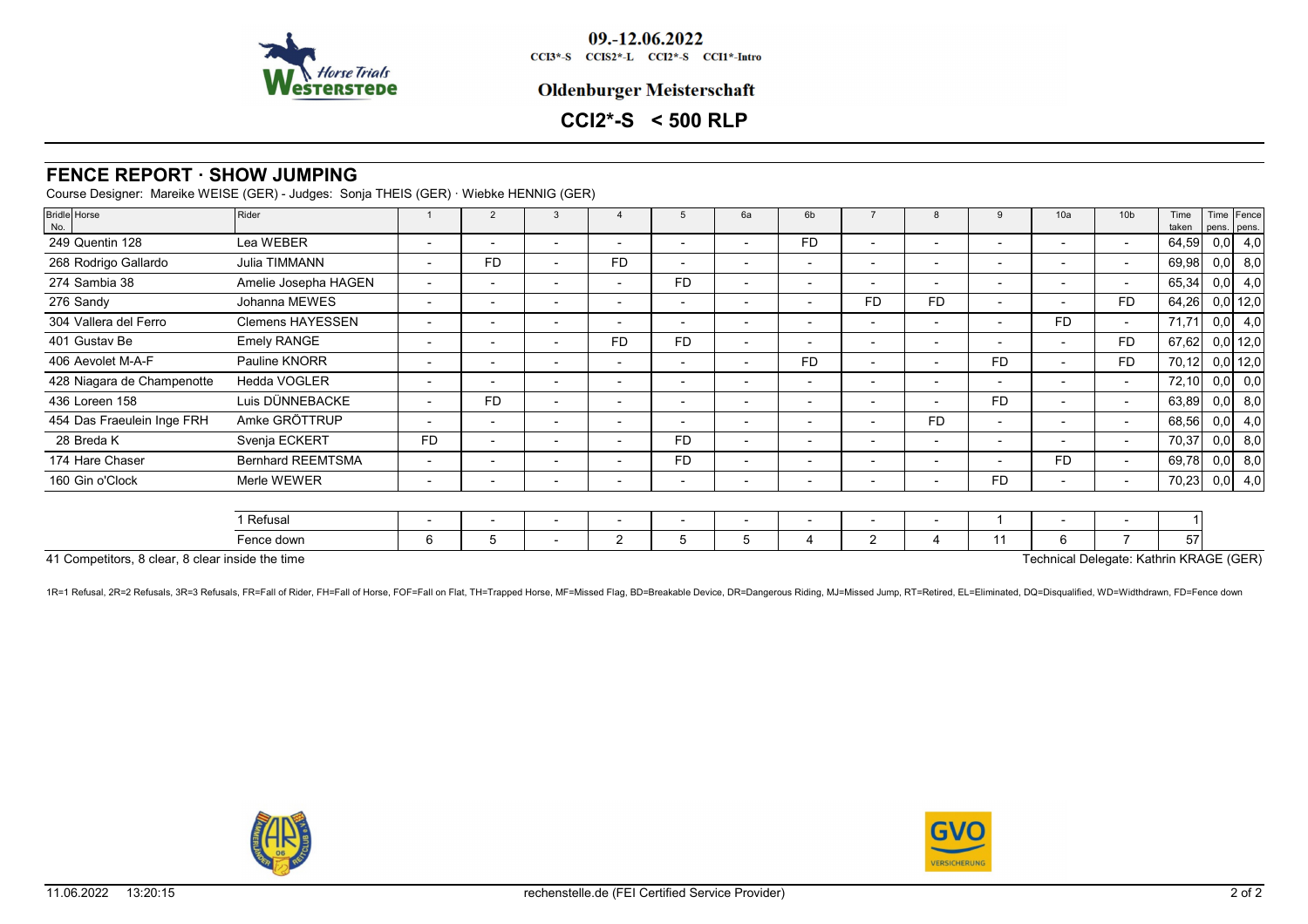09.-12.06.2022

CCI3*-S CCIS2*-L CCI2*-S CCI1*-Intro

**Oldenburger Meisterschaft**

## CCI2*-S < 500 RLP

## FENCE REPORT · SHOW JUMPING

Course Designer: Mareike WEISE (GER) - Judges: Sonja THEIS (GER) · Wiebke HENNIG (GER)

| Bridle No. Horse | Rider | 1 | 2 | 3 | 4 | 5 | 6a | 6b | 7 | 8 | 9 | 10a | 10b | Time taken | Time pens. | Fence pens. |
|---|---|---|---|---|---|---|---|---|---|---|---|---|---|---|---|---|
| 249 Quentin 128 | Lea WEBER | - | - | - | - | - | - | FD | - | - | - | - | - | 64,59 | 0,0 | 4,0 |
| 268 Rodrigo Gallardo | Julia TIMMANN | - | FD | - | FD | - | - | - | - | - | - | - | - | 69,98 | 0,0 | 8,0 |
| 274 Sambia 38 | Amelie Josepha HAGEN | - | - | - | - | FD | - | - | - | - | - | - | - | 65,34 | 0,0 | 4,0 |
| 276 Sandy | Johanna MEWES | - | - | - | - | - | - | - | FD | FD | - | - | FD | 64,26 | 0,0 | 12,0 |
| 304 Vallera del Ferro | Clemens HAYESSEN | - | - | - | - | - | - | - | - | - | - | FD | - | 71,71 | 0,0 | 4,0 |
| 401 Gustav Be | Emely RANGE | - | - | - | FD | FD | - | - | - | - | - | - | FD | 67,62 | 0,0 | 12,0 |
| 406 Aevolet M-A-F | Pauline KNORR | - | - | - | - | - | - | FD | - | - | FD | - | FD | 70,12 | 0,0 | 12,0 |
| 428 Niagara de Champenotte | Hedda VOGLER | - | - | - | - | - | - | - | - | - | - | - | - | 72,10 | 0,0 | 0,0 |
| 436 Loreen 158 | Luis DÜNNEBACKE | - | FD | - | - | - | - | - | - | - | FD | - | - | 63,89 | 0,0 | 8,0 |
| 454 Das Fraeulein Inge FRH | Amke GRÖTTRUP | - | - | - | - | - | - | - | - | FD | - | - | - | 68,56 | 0,0 | 4,0 |
| 28 Breda K | Svenja ECKERT | FD | - | - | - | FD | - | - | - | - | - | - | - | 70,37 | 0,0 | 8,0 |
| 174 Hare Chaser | Bernhard REEMTSMA | - | - | - | - | FD | - | - | - | - | - | FD | - | 69,78 | 0,0 | 8,0 |
| 160 Gin o'Clock | Merle WEWER | - | - | - | - | - | - | - | - | - | FD | - | - | 70,23 | 0,0 | 4,0 |
| | 1 Refusal | - | - | - | - | - | - | - | - | - | 1 | - | - | 1 | | |
| | Fence down | 6 | 5 | - | 2 | 5 | 5 | 4 | 2 | 4 | 11 | 6 | 7 | 57 | | |

41 Competitors, 8 clear, 8 clear inside the time

Technical Delegate: Kathrin KRAGE (GER)

1R=1 Refusal, 2R=2 Refusals, 3R=3 Refusals, FR=Fall of Rider, FH=Fall of Horse, FOF=Fall on Flat, TH=Trapped Horse, MF=Missed Flag, BD=Breakable Device, DR=Dangerous Riding, MJ=Missed Jump, RT=Retired, EL=Eliminated, DQ=Disqualified, WD=Widthdrawn, FD=Fence down

11.06.2022 13:20:15 rechenstelle.de (FEI Certified Service Provider)